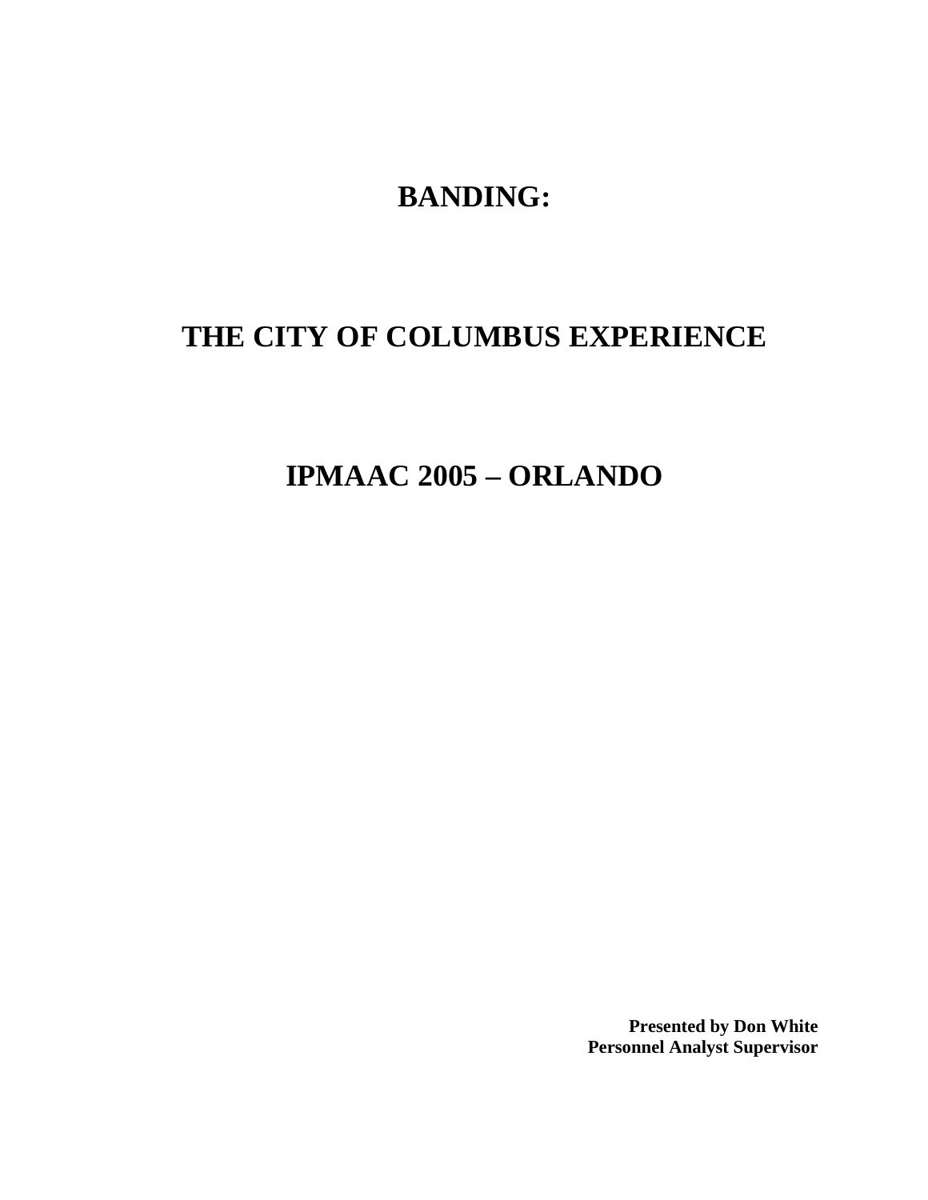# BANDING:

# THE CITY OF COLUMBUS EXPERIENCE

# IPMAAC 2005 – ORLANDO

**Presented by Don White**
**Personnel Analyst Supervisor**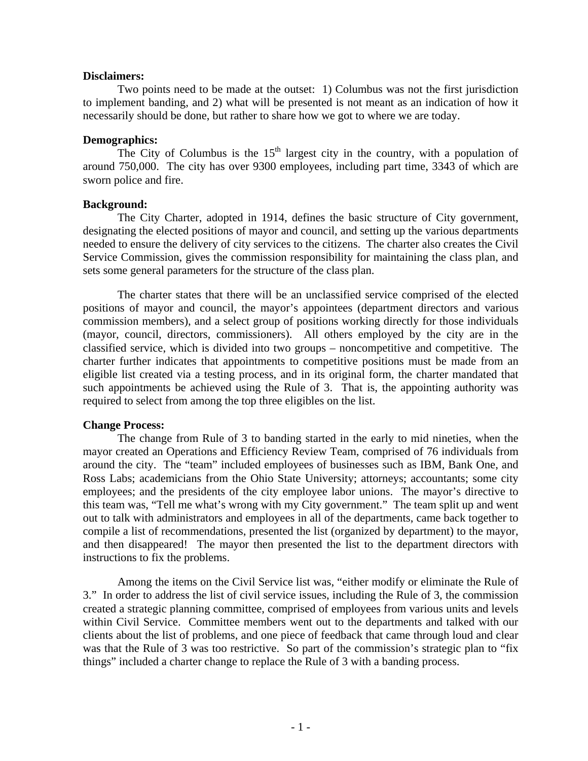**Disclaimers:**

Two points need to be made at the outset: 1) Columbus was not the first jurisdiction to implement banding, and 2) what will be presented is not meant as an indication of how it necessarily should be done, but rather to share how we got to where we are today.

**Demographics:**

The City of Columbus is the 15th largest city in the country, with a population of around 750,000. The city has over 9300 employees, including part time, 3343 of which are sworn police and fire.

**Background:**

The City Charter, adopted in 1914, defines the basic structure of City government, designating the elected positions of mayor and council, and setting up the various departments needed to ensure the delivery of city services to the citizens. The charter also creates the Civil Service Commission, gives the commission responsibility for maintaining the class plan, and sets some general parameters for the structure of the class plan.

The charter states that there will be an unclassified service comprised of the elected positions of mayor and council, the mayor's appointees (department directors and various commission members), and a select group of positions working directly for those individuals (mayor, council, directors, commissioners). All others employed by the city are in the classified service, which is divided into two groups – noncompetitive and competitive. The charter further indicates that appointments to competitive positions must be made from an eligible list created via a testing process, and in its original form, the charter mandated that such appointments be achieved using the Rule of 3. That is, the appointing authority was required to select from among the top three eligibles on the list.

**Change Process:**

The change from Rule of 3 to banding started in the early to mid nineties, when the mayor created an Operations and Efficiency Review Team, comprised of 76 individuals from around the city. The "team" included employees of businesses such as IBM, Bank One, and Ross Labs; academicians from the Ohio State University; attorneys; accountants; some city employees; and the presidents of the city employee labor unions. The mayor's directive to this team was, "Tell me what's wrong with my City government." The team split up and went out to talk with administrators and employees in all of the departments, came back together to compile a list of recommendations, presented the list (organized by department) to the mayor, and then disappeared! The mayor then presented the list to the department directors with instructions to fix the problems.

Among the items on the Civil Service list was, "either modify or eliminate the Rule of 3." In order to address the list of civil service issues, including the Rule of 3, the commission created a strategic planning committee, comprised of employees from various units and levels within Civil Service. Committee members went out to the departments and talked with our clients about the list of problems, and one piece of feedback that came through loud and clear was that the Rule of 3 was too restrictive. So part of the commission's strategic plan to "fix things" included a charter change to replace the Rule of 3 with a banding process.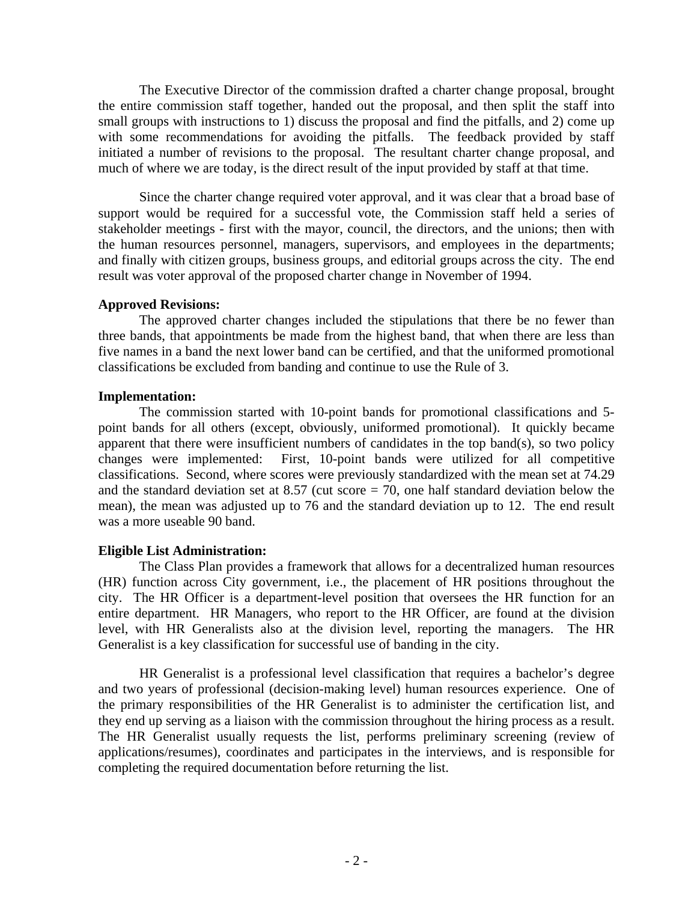The Executive Director of the commission drafted a charter change proposal, brought the entire commission staff together, handed out the proposal, and then split the staff into small groups with instructions to 1) discuss the proposal and find the pitfalls, and 2) come up with some recommendations for avoiding the pitfalls. The feedback provided by staff initiated a number of revisions to the proposal. The resultant charter change proposal, and much of where we are today, is the direct result of the input provided by staff at that time.

Since the charter change required voter approval, and it was clear that a broad base of support would be required for a successful vote, the Commission staff held a series of stakeholder meetings - first with the mayor, council, the directors, and the unions; then with the human resources personnel, managers, supervisors, and employees in the departments; and finally with citizen groups, business groups, and editorial groups across the city. The end result was voter approval of the proposed charter change in November of 1994.

**Approved Revisions:**

The approved charter changes included the stipulations that there be no fewer than three bands, that appointments be made from the highest band, that when there are less than five names in a band the next lower band can be certified, and that the uniformed promotional classifications be excluded from banding and continue to use the Rule of 3.

**Implementation:**

The commission started with 10-point bands for promotional classifications and 5-point bands for all others (except, obviously, uniformed promotional). It quickly became apparent that there were insufficient numbers of candidates in the top band(s), so two policy changes were implemented: First, 10-point bands were utilized for all competitive classifications. Second, where scores were previously standardized with the mean set at 74.29 and the standard deviation set at 8.57 (cut score = 70, one half standard deviation below the mean), the mean was adjusted up to 76 and the standard deviation up to 12. The end result was a more useable 90 band.

**Eligible List Administration:**

The Class Plan provides a framework that allows for a decentralized human resources (HR) function across City government, i.e., the placement of HR positions throughout the city. The HR Officer is a department-level position that oversees the HR function for an entire department. HR Managers, who report to the HR Officer, are found at the division level, with HR Generalists also at the division level, reporting the managers. The HR Generalist is a key classification for successful use of banding in the city.

HR Generalist is a professional level classification that requires a bachelor's degree and two years of professional (decision-making level) human resources experience. One of the primary responsibilities of the HR Generalist is to administer the certification list, and they end up serving as a liaison with the commission throughout the hiring process as a result. The HR Generalist usually requests the list, performs preliminary screening (review of applications/resumes), coordinates and participates in the interviews, and is responsible for completing the required documentation before returning the list.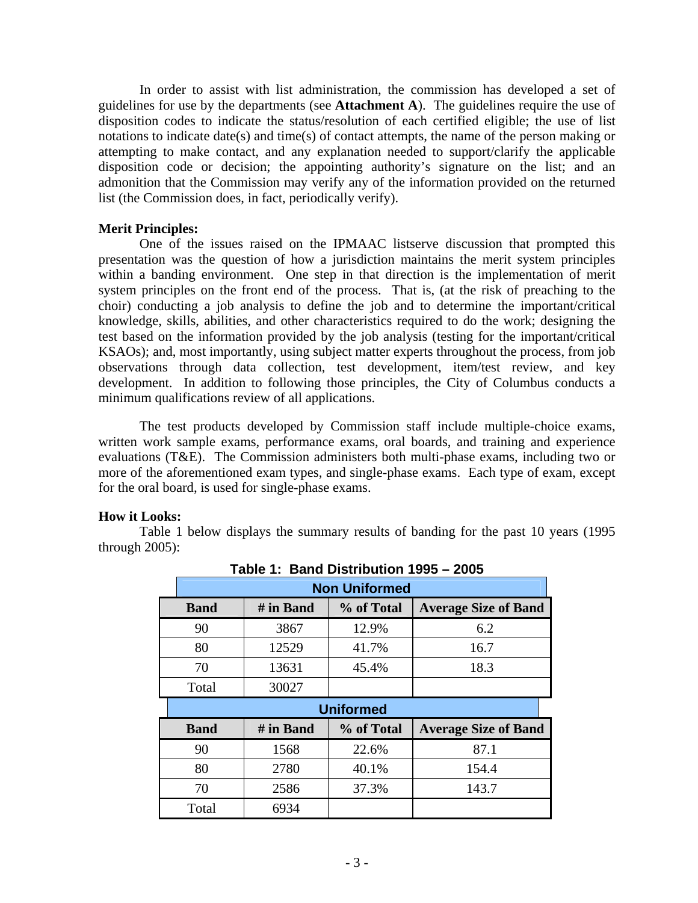In order to assist with list administration, the commission has developed a set of guidelines for use by the departments (see **Attachment A**). The guidelines require the use of disposition codes to indicate the status/resolution of each certified eligible; the use of list notations to indicate date(s) and time(s) of contact attempts, the name of the person making or attempting to make contact, and any explanation needed to support/clarify the applicable disposition code or decision; the appointing authority's signature on the list; and an admonition that the Commission may verify any of the information provided on the returned list (the Commission does, in fact, periodically verify).

**Merit Principles:**

One of the issues raised on the IPMAAC listserve discussion that prompted this presentation was the question of how a jurisdiction maintains the merit system principles within a banding environment. One step in that direction is the implementation of merit system principles on the front end of the process. That is, (at the risk of preaching to the choir) conducting a job analysis to define the job and to determine the important/critical knowledge, skills, abilities, and other characteristics required to do the work; designing the test based on the information provided by the job analysis (testing for the important/critical KSAOs); and, most importantly, using subject matter experts throughout the process, from job observations through data collection, test development, item/test review, and key development. In addition to following those principles, the City of Columbus conducts a minimum qualifications review of all applications.

The test products developed by Commission staff include multiple-choice exams, written work sample exams, performance exams, oral boards, and training and experience evaluations (T&E). The Commission administers both multi-phase exams, including two or more of the aforementioned exam types, and single-phase exams. Each type of exam, except for the oral board, is used for single-phase exams.

**How it Looks:**

Table 1 below displays the summary results of banding for the past 10 years (1995 through 2005):

**Table 1: Band Distribution 1995 – 2005**

| Non Uniformed | | | |
|---|---|---|---|
| **Band** | **# in Band** | **% of Total** | **Average Size of Band** |
| 90 | 3867 | 12.9% | 6.2 |
| 80 | 12529 | 41.7% | 16.7 |
| 70 | 13631 | 45.4% | 18.3 |
| Total | 30027 | | |

| Uniformed | | | |
|---|---|---|---|
| **Band** | **# in Band** | **% of Total** | **Average Size of Band** |
| 90 | 1568 | 22.6% | 87.1 |
| 80 | 2780 | 40.1% | 154.4 |
| 70 | 2586 | 37.3% | 143.7 |
| Total | 6934 | | |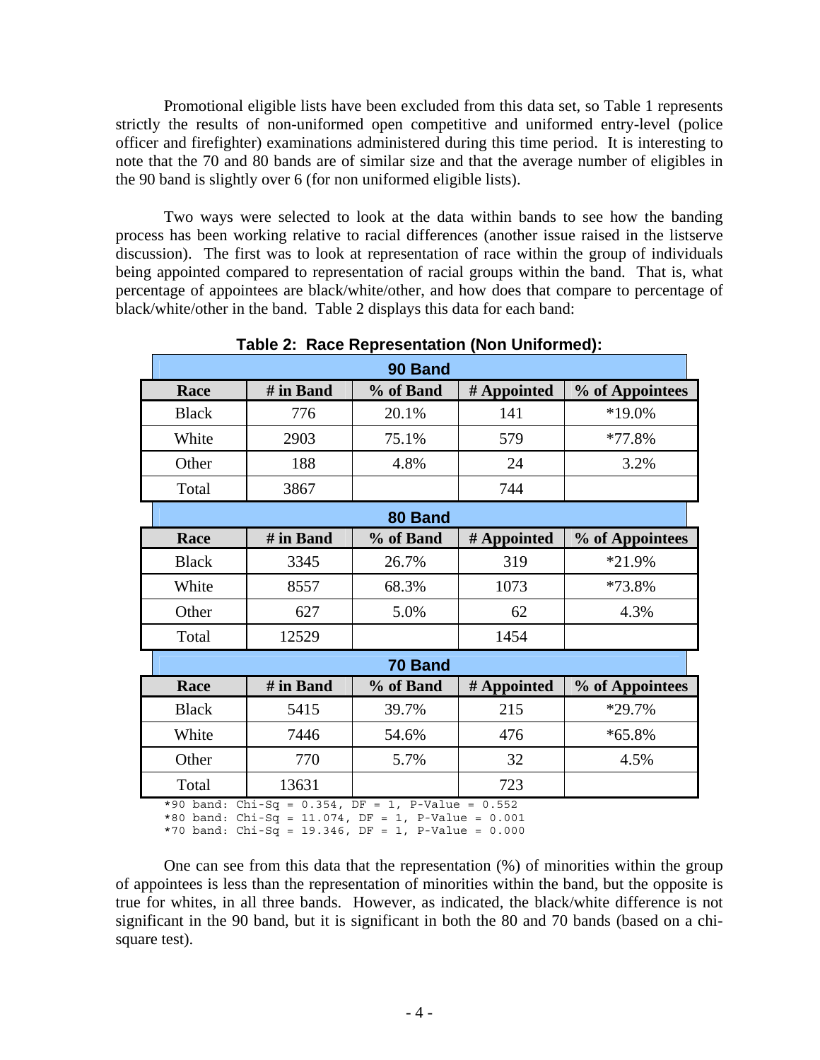Promotional eligible lists have been excluded from this data set, so Table 1 represents strictly the results of non-uniformed open competitive and uniformed entry-level (police officer and firefighter) examinations administered during this time period. It is interesting to note that the 70 and 80 bands are of similar size and that the average number of eligibles in the 90 band is slightly over 6 (for non uniformed eligible lists).

Two ways were selected to look at the data within bands to see how the banding process has been working relative to racial differences (another issue raised in the listserve discussion). The first was to look at representation of race within the group of individuals being appointed compared to representation of racial groups within the band. That is, what percentage of appointees are black/white/other, and how does that compare to percentage of black/white/other in the band. Table 2 displays this data for each band:

**Table 2: Race Representation (Non Uniformed):**

| 90 Band | | | | |
|---|---|---|---|---|
| **Race** | **# in Band** | **% of Band** | **# Appointed** | **% of Appointees** |
| Black | 776 | 20.1% | 141 | *19.0% |
| White | 2903 | 75.1% | 579 | *77.8% |
| Other | 188 | 4.8% | 24 | 3.2% |
| Total | 3867 | | 744 | |

| 80 Band | | | | |
|---|---|---|---|---|
| **Race** | **# in Band** | **% of Band** | **# Appointed** | **% of Appointees** |
| Black | 3345 | 26.7% | 319 | *21.9% |
| White | 8557 | 68.3% | 1073 | *73.8% |
| Other | 627 | 5.0% | 62 | 4.3% |
| Total | 12529 | | 1454 | |

| 70 Band | | | | |
|---|---|---|---|---|
| **Race** | **# in Band** | **% of Band** | **# Appointed** | **% of Appointees** |
| Black | 5415 | 39.7% | 215 | *29.7% |
| White | 7446 | 54.6% | 476 | *65.8% |
| Other | 770 | 5.7% | 32 | 4.5% |
| Total | 13631 | | 723 | |

```
*90 band: Chi-Sq = 0.354, DF = 1, P-Value = 0.552
*80 band: Chi-Sq = 11.074, DF = 1, P-Value = 0.001
*70 band: Chi-Sq = 19.346, DF = 1, P-Value = 0.000
```

One can see from this data that the representation (%) of minorities within the group of appointees is less than the representation of minorities within the band, but the opposite is true for whites, in all three bands. However, as indicated, the black/white difference is not significant in the 90 band, but it is significant in both the 80 and 70 bands (based on a chi-square test).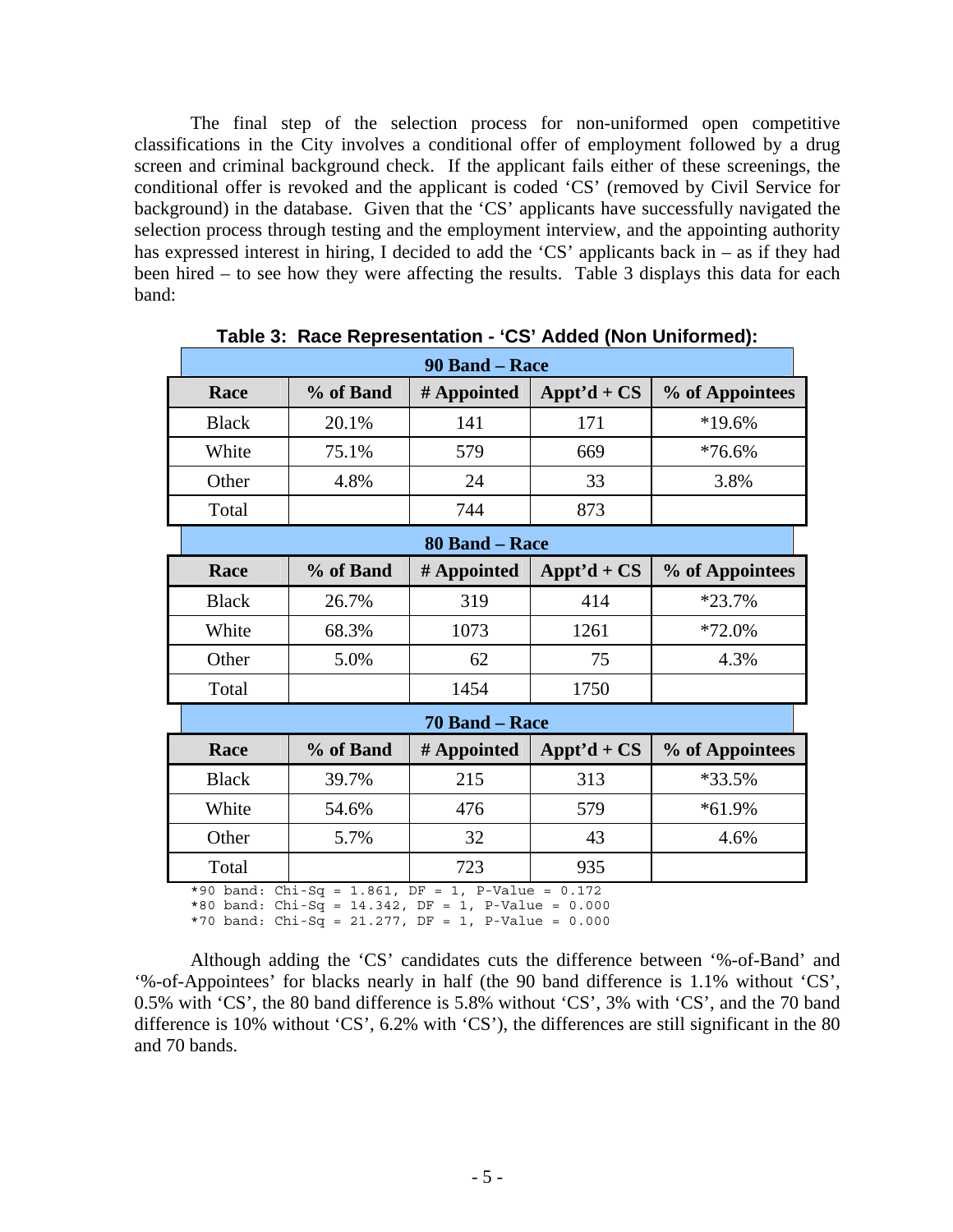The final step of the selection process for non-uniformed open competitive classifications in the City involves a conditional offer of employment followed by a drug screen and criminal background check. If the applicant fails either of these screenings, the conditional offer is revoked and the applicant is coded 'CS' (removed by Civil Service for background) in the database. Given that the 'CS' applicants have successfully navigated the selection process through testing and the employment interview, and the appointing authority has expressed interest in hiring, I decided to add the 'CS' applicants back in – as if they had been hired – to see how they were affecting the results. Table 3 displays this data for each band:

**Table 3: Race Representation - 'CS' Added (Non Uniformed):**

| 90 Band – Race | | | | |
|---|---|---|---|---|
| **Race** | **% of Band** | **# Appointed** | **Appt'd + CS** | **% of Appointees** |
| Black | 20.1% | 141 | 171 | *19.6% |
| White | 75.1% | 579 | 669 | *76.6% |
| Other | 4.8% | 24 | 33 | 3.8% |
| Total | | 744 | 873 | |

| 80 Band – Race | | | | |
|---|---|---|---|---|
| **Race** | **% of Band** | **# Appointed** | **Appt'd + CS** | **% of Appointees** |
| Black | 26.7% | 319 | 414 | *23.7% |
| White | 68.3% | 1073 | 1261 | *72.0% |
| Other | 5.0% | 62 | 75 | 4.3% |
| Total | | 1454 | 1750 | |

| 70 Band – Race | | | | |
|---|---|---|---|---|
| **Race** | **% of Band** | **# Appointed** | **Appt'd + CS** | **% of Appointees** |
| Black | 39.7% | 215 | 313 | *33.5% |
| White | 54.6% | 476 | 579 | *61.9% |
| Other | 5.7% | 32 | 43 | 4.6% |
| Total | | 723 | 935 | |

```
*90 band: Chi-Sq = 1.861, DF = 1, P-Value = 0.172
*80 band: Chi-Sq = 14.342, DF = 1, P-Value = 0.000
*70 band: Chi-Sq = 21.277, DF = 1, P-Value = 0.000
```

Although adding the 'CS' candidates cuts the difference between '%-of-Band' and '%-of-Appointees' for blacks nearly in half (the 90 band difference is 1.1% without 'CS', 0.5% with 'CS', the 80 band difference is 5.8% without 'CS', 3% with 'CS', and the 70 band difference is 10% without 'CS', 6.2% with 'CS'), the differences are still significant in the 80 and 70 bands.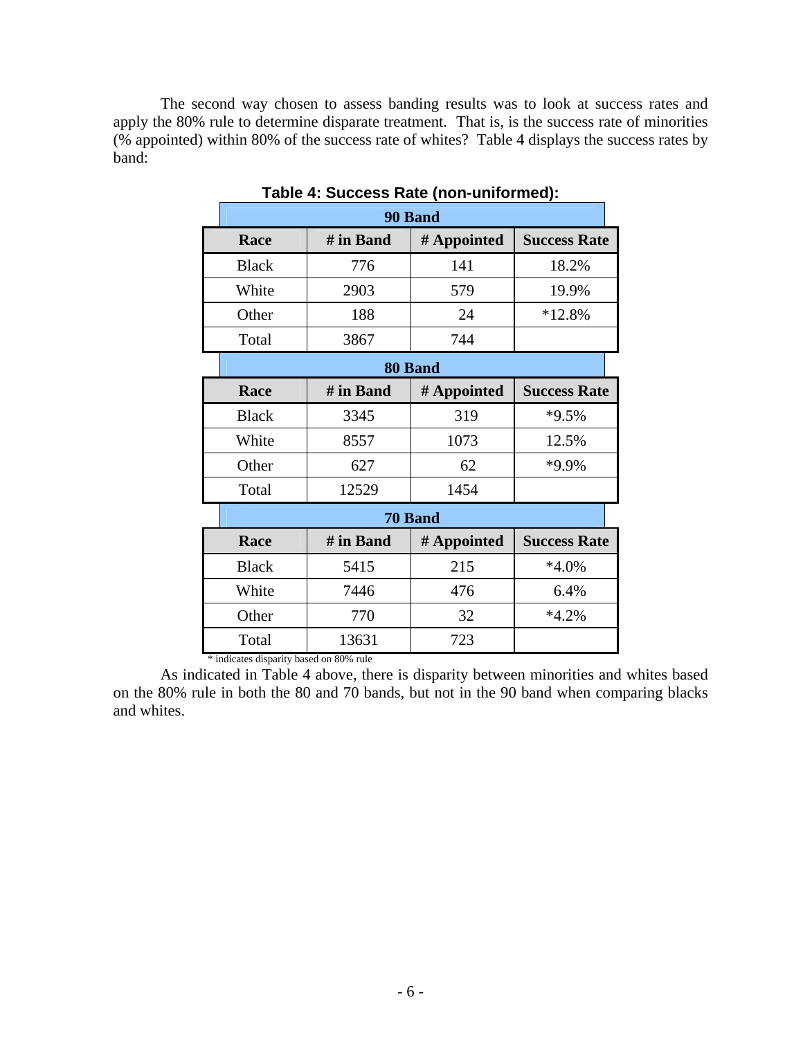The second way chosen to assess banding results was to look at success rates and apply the 80% rule to determine disparate treatment. That is, is the success rate of minorities (% appointed) within 80% of the success rate of whites? Table 4 displays the success rates by band:

**Table 4: Success Rate (non-uniformed):**

| 90 Band | | | |
|---|---|---|---|
| **Race** | **# in Band** | **# Appointed** | **Success Rate** |
| Black | 776 | 141 | 18.2% |
| White | 2903 | 579 | 19.9% |
| Other | 188 | 24 | *12.8% |
| Total | 3867 | 744 | |

| 80 Band | | | |
|---|---|---|---|
| **Race** | **# in Band** | **# Appointed** | **Success Rate** |
| Black | 3345 | 319 | *9.5% |
| White | 8557 | 1073 | 12.5% |
| Other | 627 | 62 | *9.9% |
| Total | 12529 | 1454 | |

| 70 Band | | | |
|---|---|---|---|
| **Race** | **# in Band** | **# Appointed** | **Success Rate** |
| Black | 5415 | 215 | *4.0% |
| White | 7446 | 476 | 6.4% |
| Other | 770 | 32 | *4.2% |
| Total | 13631 | 723 | |

\* indicates disparity based on 80% rule

As indicated in Table 4 above, there is disparity between minorities and whites based on the 80% rule in both the 80 and 70 bands, but not in the 90 band when comparing blacks and whites.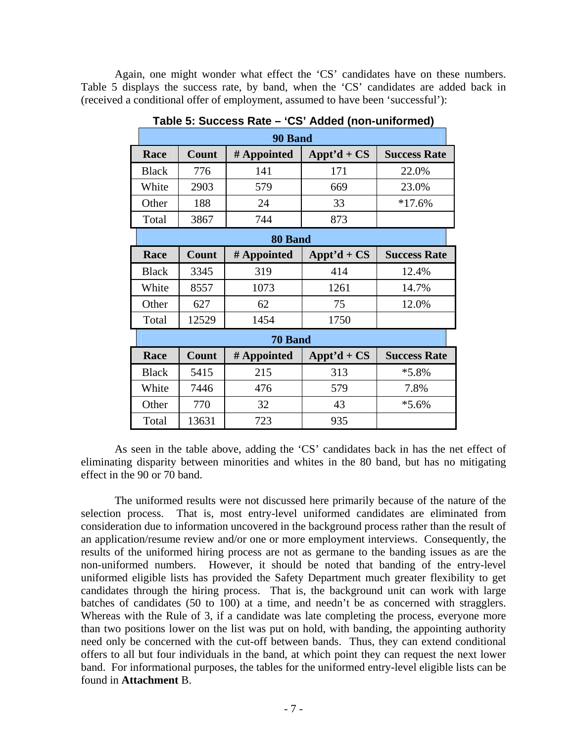Again, one might wonder what effect the 'CS' candidates have on these numbers. Table 5 displays the success rate, by band, when the 'CS' candidates are added back in (received a conditional offer of employment, assumed to have been 'successful'):

**Table 5: Success Rate – 'CS' Added (non-uniformed)**

| 90 Band | | | | |
|---|---|---|---|---|
| **Race** | **Count** | **# Appointed** | **Appt'd + CS** | **Success Rate** |
| Black | 776 | 141 | 171 | 22.0% |
| White | 2903 | 579 | 669 | 23.0% |
| Other | 188 | 24 | 33 | *17.6% |
| Total | 3867 | 744 | 873 | |
| **80 Band** | | | | |
| **Race** | **Count** | **# Appointed** | **Appt'd + CS** | **Success Rate** |
| Black | 3345 | 319 | 414 | 12.4% |
| White | 8557 | 1073 | 1261 | 14.7% |
| Other | 627 | 62 | 75 | 12.0% |
| Total | 12529 | 1454 | 1750 | |
| **70 Band** | | | | |
| **Race** | **Count** | **# Appointed** | **Appt'd + CS** | **Success Rate** |
| Black | 5415 | 215 | 313 | *5.8% |
| White | 7446 | 476 | 579 | 7.8% |
| Other | 770 | 32 | 43 | *5.6% |
| Total | 13631 | 723 | 935 | |

As seen in the table above, adding the 'CS' candidates back in has the net effect of eliminating disparity between minorities and whites in the 80 band, but has no mitigating effect in the 90 or 70 band.

The uniformed results were not discussed here primarily because of the nature of the selection process. That is, most entry-level uniformed candidates are eliminated from consideration due to information uncovered in the background process rather than the result of an application/resume review and/or one or more employment interviews. Consequently, the results of the uniformed hiring process are not as germane to the banding issues as are the non-uniformed numbers. However, it should be noted that banding of the entry-level uniformed eligible lists has provided the Safety Department much greater flexibility to get candidates through the hiring process. That is, the background unit can work with large batches of candidates (50 to 100) at a time, and needn't be as concerned with stragglers. Whereas with the Rule of 3, if a candidate was late completing the process, everyone more than two positions lower on the list was put on hold, with banding, the appointing authority need only be concerned with the cut-off between bands. Thus, they can extend conditional offers to all but four individuals in the band, at which point they can request the next lower band. For informational purposes, the tables for the uniformed entry-level eligible lists can be found in **Attachment** B.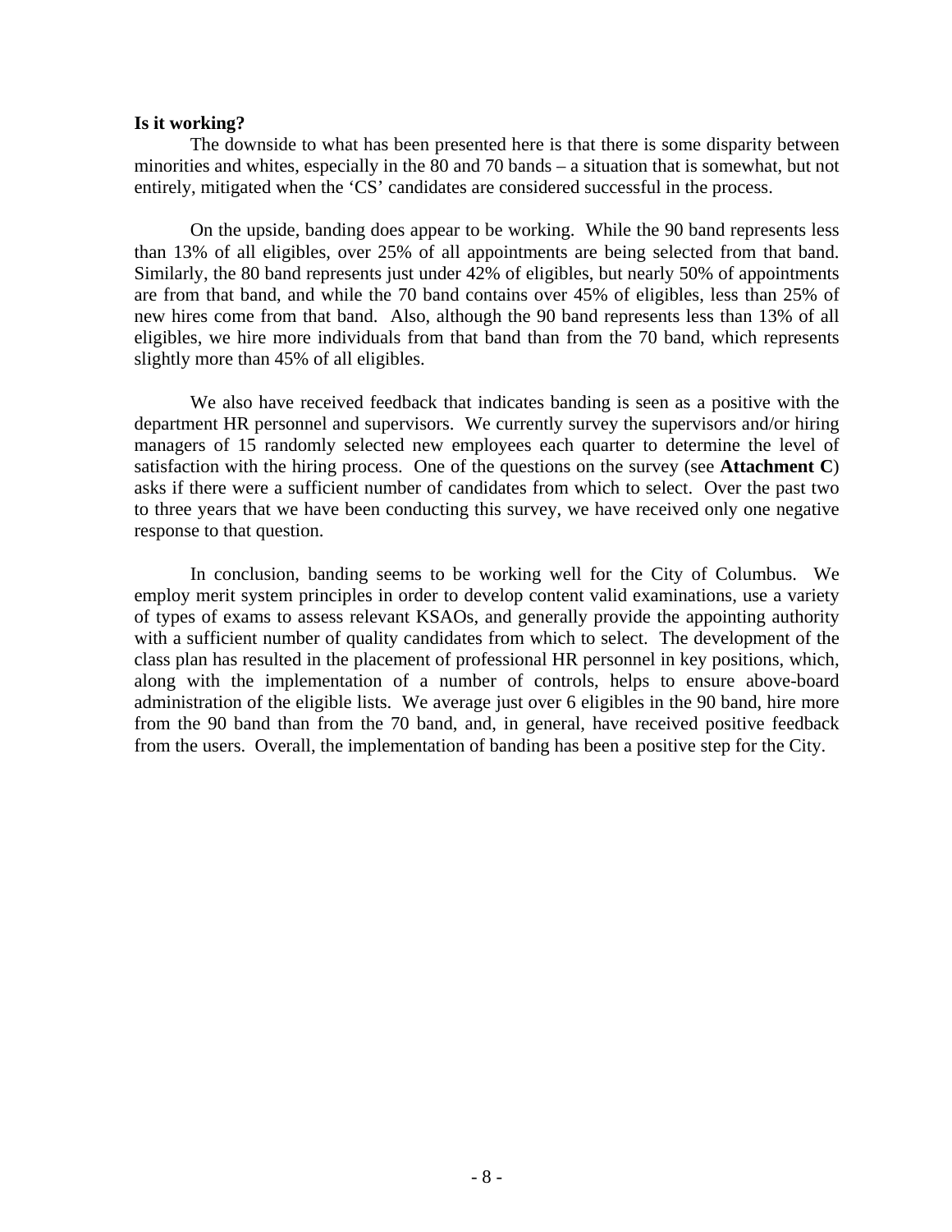**Is it working?**

The downside to what has been presented here is that there is some disparity between minorities and whites, especially in the 80 and 70 bands – a situation that is somewhat, but not entirely, mitigated when the 'CS' candidates are considered successful in the process.

On the upside, banding does appear to be working. While the 90 band represents less than 13% of all eligibles, over 25% of all appointments are being selected from that band. Similarly, the 80 band represents just under 42% of eligibles, but nearly 50% of appointments are from that band, and while the 70 band contains over 45% of eligibles, less than 25% of new hires come from that band. Also, although the 90 band represents less than 13% of all eligibles, we hire more individuals from that band than from the 70 band, which represents slightly more than 45% of all eligibles.

We also have received feedback that indicates banding is seen as a positive with the department HR personnel and supervisors. We currently survey the supervisors and/or hiring managers of 15 randomly selected new employees each quarter to determine the level of satisfaction with the hiring process. One of the questions on the survey (see **Attachment C**) asks if there were a sufficient number of candidates from which to select. Over the past two to three years that we have been conducting this survey, we have received only one negative response to that question.

In conclusion, banding seems to be working well for the City of Columbus. We employ merit system principles in order to develop content valid examinations, use a variety of types of exams to assess relevant KSAOs, and generally provide the appointing authority with a sufficient number of quality candidates from which to select. The development of the class plan has resulted in the placement of professional HR personnel in key positions, which, along with the implementation of a number of controls, helps to ensure above-board administration of the eligible lists. We average just over 6 eligibles in the 90 band, hire more from the 90 band than from the 70 band, and, in general, have received positive feedback from the users. Overall, the implementation of banding has been a positive step for the City.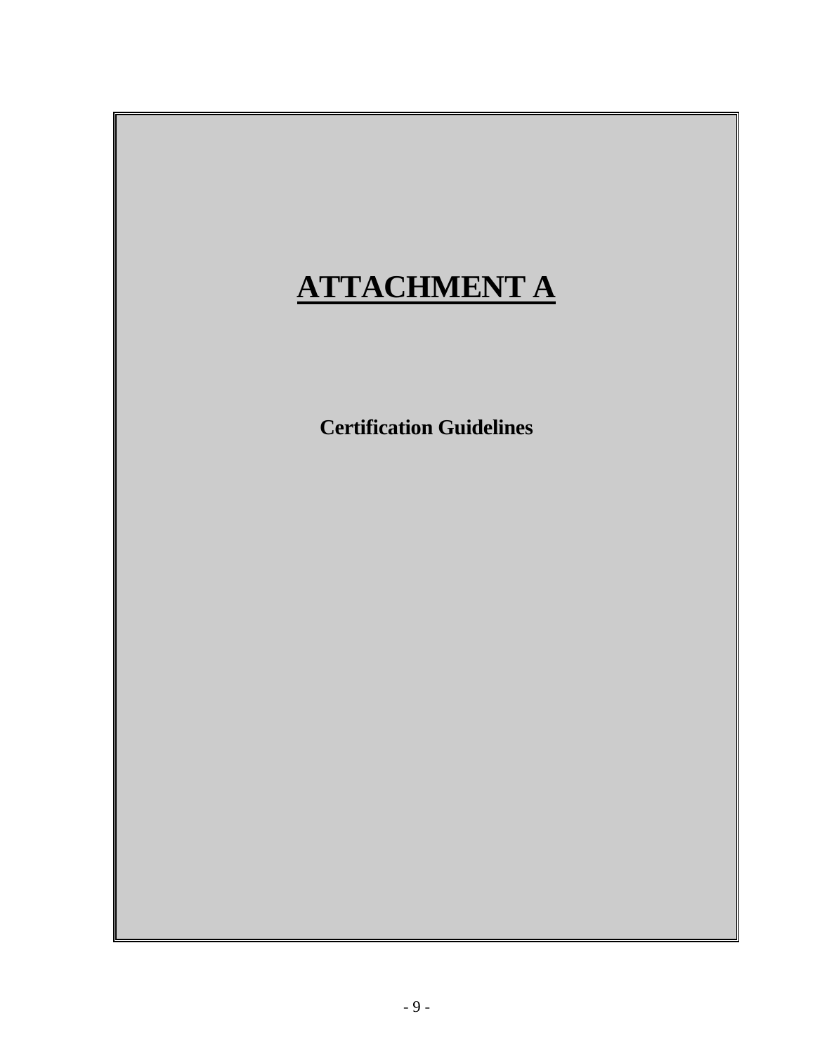# **ATTACHMENT A**

**Certification Guidelines**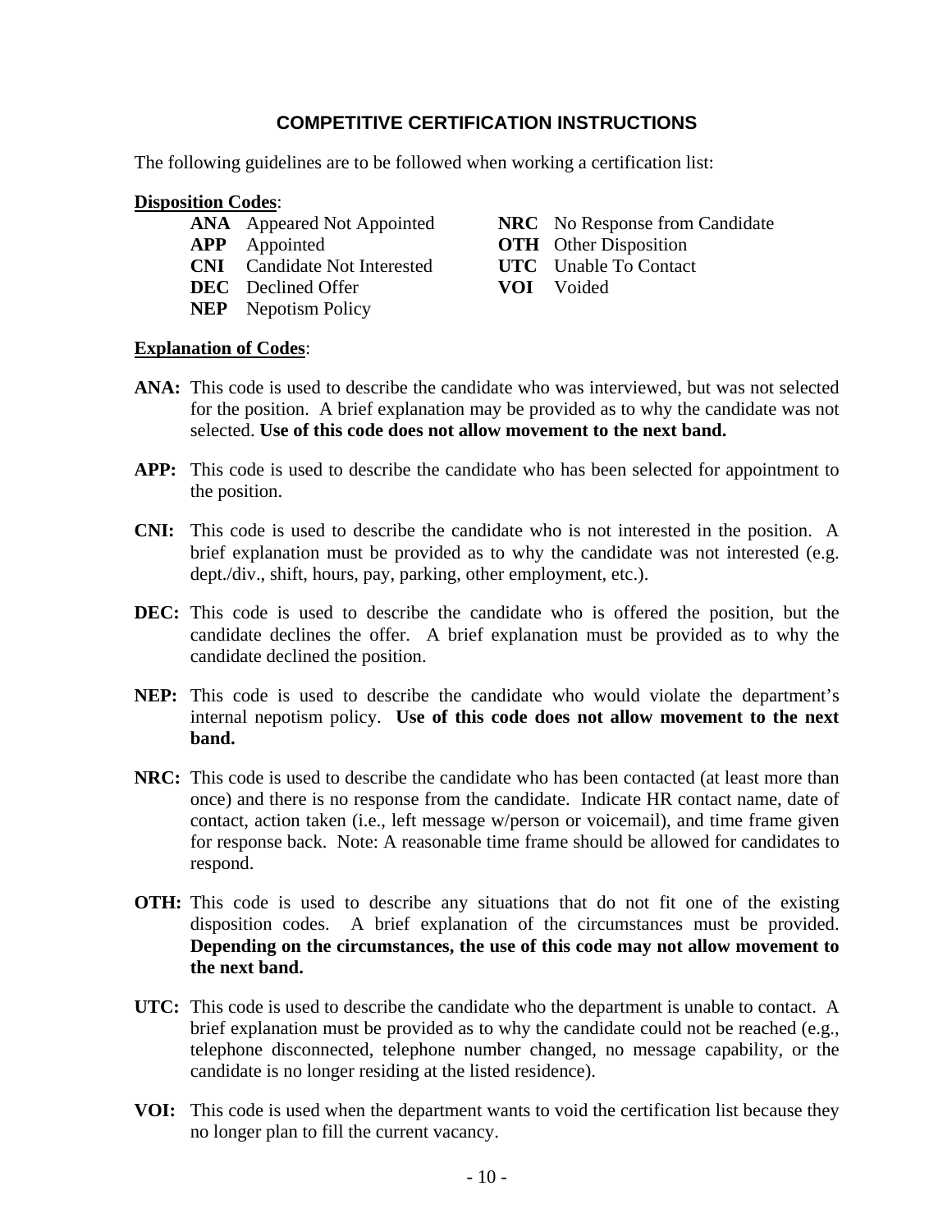## COMPETITIVE CERTIFICATION INSTRUCTIONS

The following guidelines are to be followed when working a certification list:

**Disposition Codes**:

- **ANA** Appeared Not Appointed
- **APP** Appointed
- **CNI** Candidate Not Interested
- **DEC** Declined Offer
- **NEP** Nepotism Policy
- **NRC** No Response from Candidate
- **OTH** Other Disposition
- **UTC** Unable To Contact
- **VOI** Voided

**Explanation of Codes**:

**ANA:** This code is used to describe the candidate who was interviewed, but was not selected for the position. A brief explanation may be provided as to why the candidate was not selected. **Use of this code does not allow movement to the next band.**

**APP:** This code is used to describe the candidate who has been selected for appointment to the position.

**CNI:** This code is used to describe the candidate who is not interested in the position. A brief explanation must be provided as to why the candidate was not interested (e.g. dept./div., shift, hours, pay, parking, other employment, etc.).

**DEC:** This code is used to describe the candidate who is offered the position, but the candidate declines the offer. A brief explanation must be provided as to why the candidate declined the position.

**NEP:** This code is used to describe the candidate who would violate the department's internal nepotism policy. **Use of this code does not allow movement to the next band.**

**NRC:** This code is used to describe the candidate who has been contacted (at least more than once) and there is no response from the candidate. Indicate HR contact name, date of contact, action taken (i.e., left message w/person or voicemail), and time frame given for response back. Note: A reasonable time frame should be allowed for candidates to respond.

**OTH:** This code is used to describe any situations that do not fit one of the existing disposition codes. A brief explanation of the circumstances must be provided. **Depending on the circumstances, the use of this code may not allow movement to the next band.**

**UTC:** This code is used to describe the candidate who the department is unable to contact. A brief explanation must be provided as to why the candidate could not be reached (e.g., telephone disconnected, telephone number changed, no message capability, or the candidate is no longer residing at the listed residence).

**VOI:** This code is used when the department wants to void the certification list because they no longer plan to fill the current vacancy.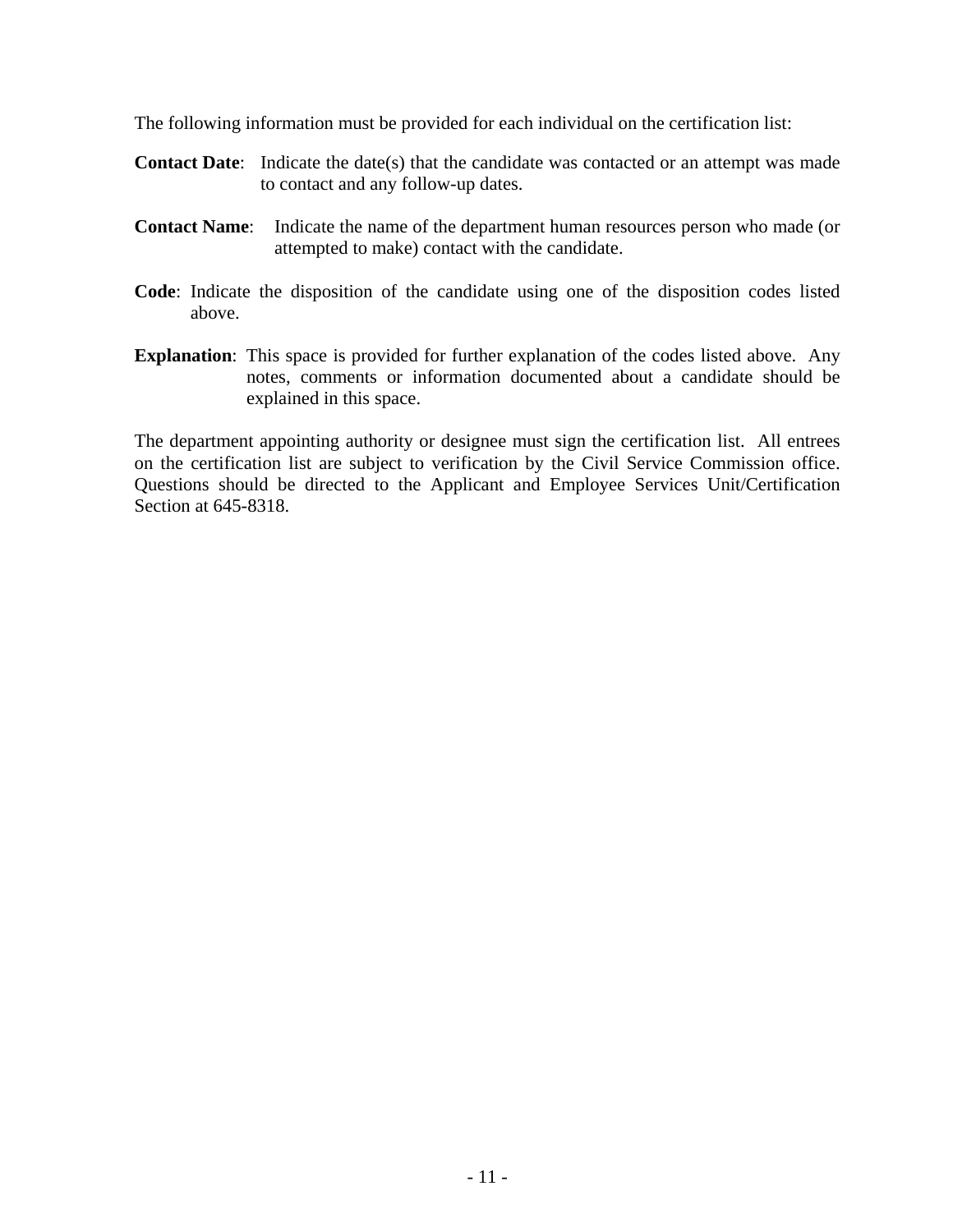The following information must be provided for each individual on the certification list:

**Contact Date**: Indicate the date(s) that the candidate was contacted or an attempt was made to contact and any follow-up dates.

**Contact Name**: Indicate the name of the department human resources person who made (or attempted to make) contact with the candidate.

**Code**: Indicate the disposition of the candidate using one of the disposition codes listed above.

**Explanation**: This space is provided for further explanation of the codes listed above. Any notes, comments or information documented about a candidate should be explained in this space.

The department appointing authority or designee must sign the certification list. All entrees on the certification list are subject to verification by the Civil Service Commission office. Questions should be directed to the Applicant and Employee Services Unit/Certification Section at 645-8318.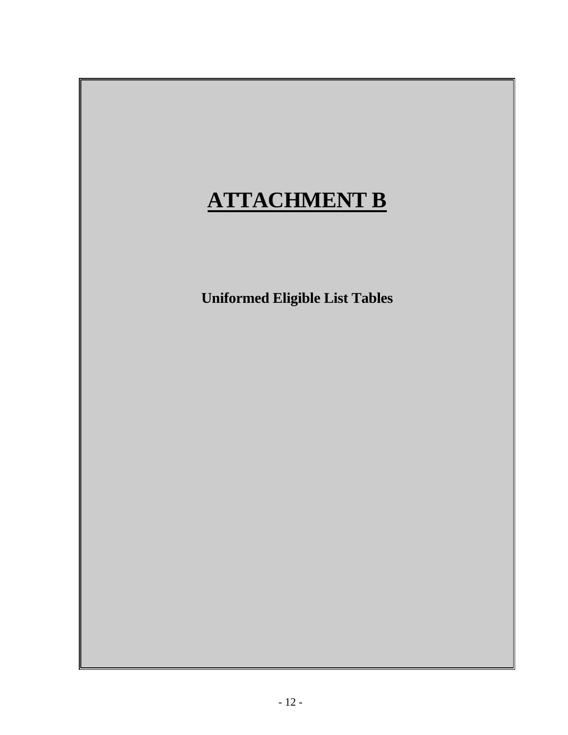# ATTACHMENT B

**Uniformed Eligible List Tables**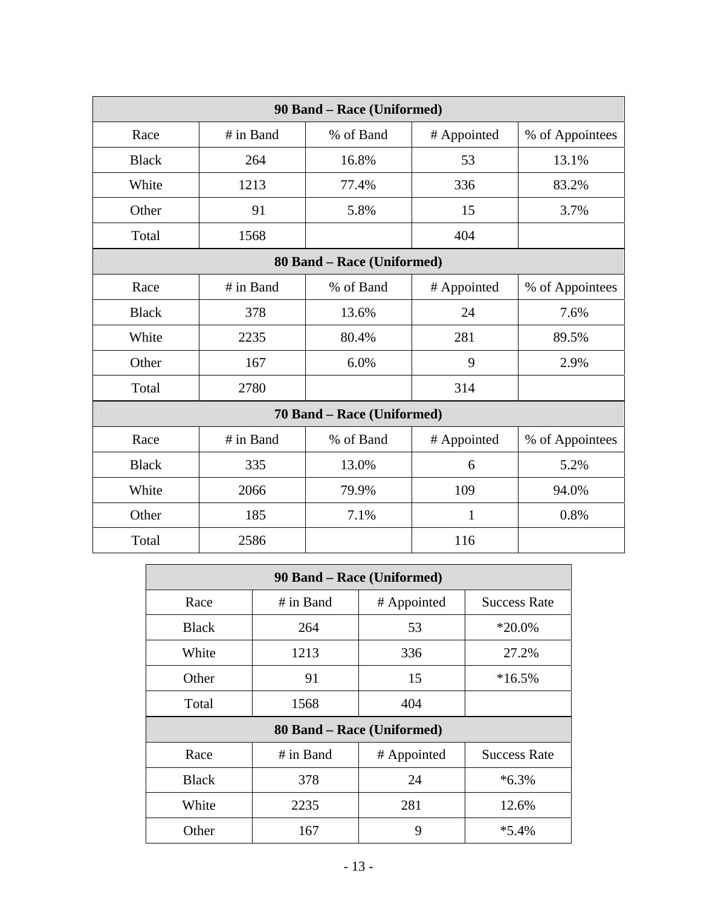| 90 Band – Race (Uniformed) | | | | |
|---|---|---|---|---|
| Race | # in Band | % of Band | # Appointed | % of Appointees |
| Black | 264 | 16.8% | 53 | 13.1% |
| White | 1213 | 77.4% | 336 | 83.2% |
| Other | 91 | 5.8% | 15 | 3.7% |
| Total | 1568 | | 404 | |
| **80 Band – Race (Uniformed)** | | | | |
| Race | # in Band | % of Band | # Appointed | % of Appointees |
| Black | 378 | 13.6% | 24 | 7.6% |
| White | 2235 | 80.4% | 281 | 89.5% |
| Other | 167 | 6.0% | 9 | 2.9% |
| Total | 2780 | | 314 | |
| **70 Band – Race (Uniformed)** | | | | |
| Race | # in Band | % of Band | # Appointed | % of Appointees |
| Black | 335 | 13.0% | 6 | 5.2% |
| White | 2066 | 79.9% | 109 | 94.0% |
| Other | 185 | 7.1% | 1 | 0.8% |
| Total | 2586 | | 116 | |

| 90 Band – Race (Uniformed) | | | |
|---|---|---|---|
| Race | # in Band | # Appointed | Success Rate |
| Black | 264 | 53 | *20.0% |
| White | 1213 | 336 | 27.2% |
| Other | 91 | 15 | *16.5% |
| Total | 1568 | 404 | |
| **80 Band – Race (Uniformed)** | | | |
| Race | # in Band | # Appointed | Success Rate |
| Black | 378 | 24 | *6.3% |
| White | 2235 | 281 | 12.6% |
| Other | 167 | 9 | *5.4% |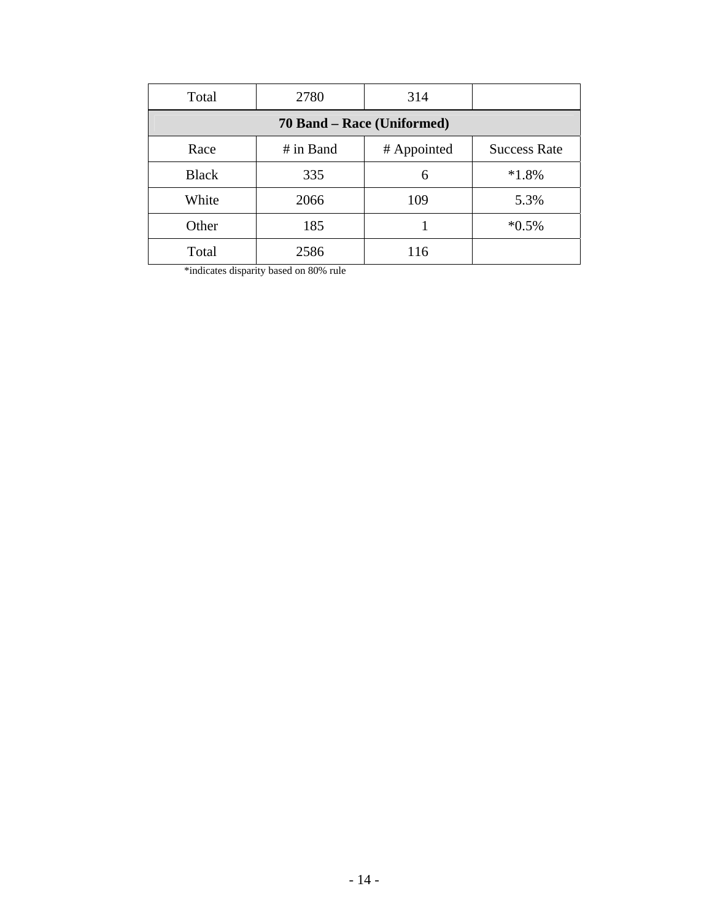| Total | 2780 | 314 | |
|---|---|---|---|

| 70 Band – Race (Uniformed) | | | |
|---|---|---|---|
| Race | # in Band | # Appointed | Success Rate |
| Black | 335 | 6 | *1.8% |
| White | 2066 | 109 | 5.3% |
| Other | 185 | 1 | *0.5% |
| Total | 2586 | 116 | |

*indicates disparity based on 80% rule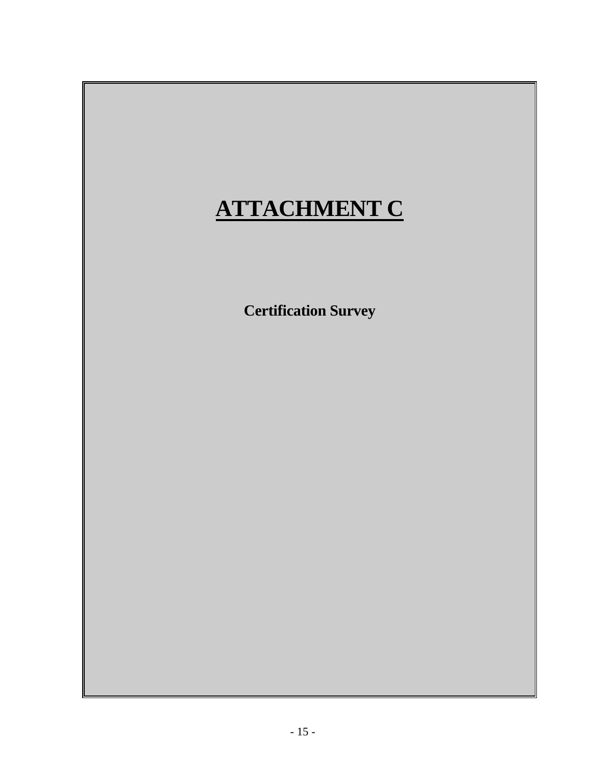# ATTACHMENT C

**Certification Survey**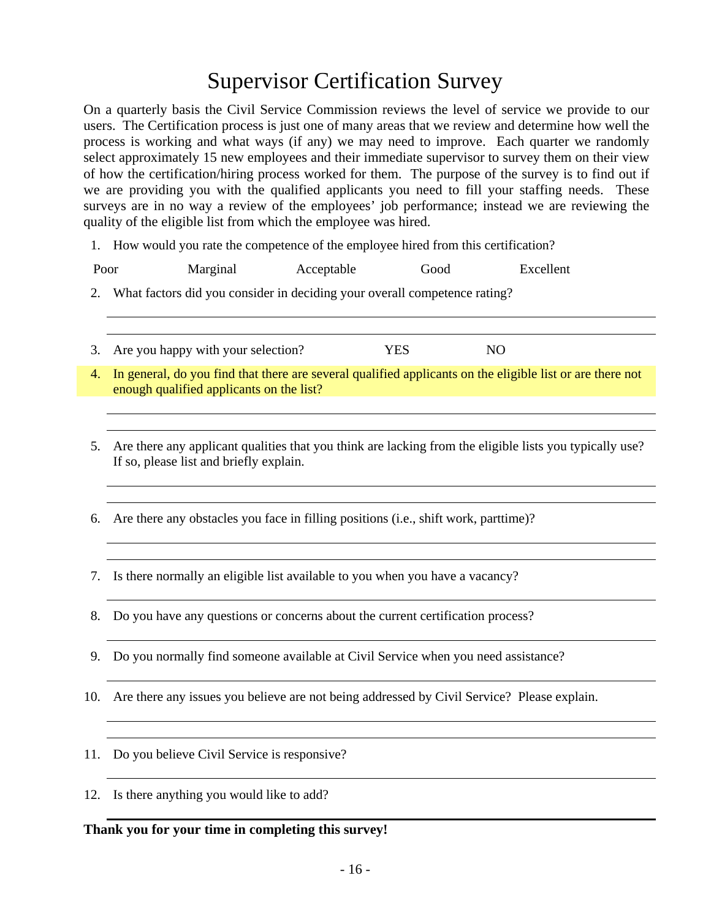# Supervisor Certification Survey

On a quarterly basis the Civil Service Commission reviews the level of service we provide to our users. The Certification process is just one of many areas that we review and determine how well the process is working and what ways (if any) we may need to improve. Each quarter we randomly select approximately 15 new employees and their immediate supervisor to survey them on their view of how the certification/hiring process worked for them. The purpose of the survey is to find out if we are providing you with the qualified applicants you need to fill your staffing needs. These surveys are in no way a review of the employees' job performance; instead we are reviewing the quality of the eligible list from which the employee was hired.

1. How would you rate the competence of the employee hired from this certification?

   Poor　　Marginal　　Acceptable　　Good　　Excellent

2. What factors did you consider in deciding your overall competence rating?

   ______________________________________________

   ______________________________________________

3. Are you happy with your selection?　　YES　　NO

4. In general, do you find that there are several qualified applicants on the eligible list or are there not enough qualified applicants on the list?

   ______________________________________________

   ______________________________________________

5. Are there any applicant qualities that you think are lacking from the eligible lists you typically use? If so, please list and briefly explain.

   ______________________________________________

   ______________________________________________

6. Are there any obstacles you face in filling positions (i.e., shift work, parttime)?

   ______________________________________________

   ______________________________________________

7. Is there normally an eligible list available to you when you have a vacancy?

   ______________________________________________

8. Do you have any questions or concerns about the current certification process?

   ______________________________________________

9. Do you normally find someone available at Civil Service when you need assistance?

   ______________________________________________

10. Are there any issues you believe are not being addressed by Civil Service? Please explain.

    ______________________________________________

    ______________________________________________

11. Do you believe Civil Service is responsive?

    ______________________________________________

12. Is there anything you would like to add?

    ______________________________________________

**Thank you for your time in completing this survey!**